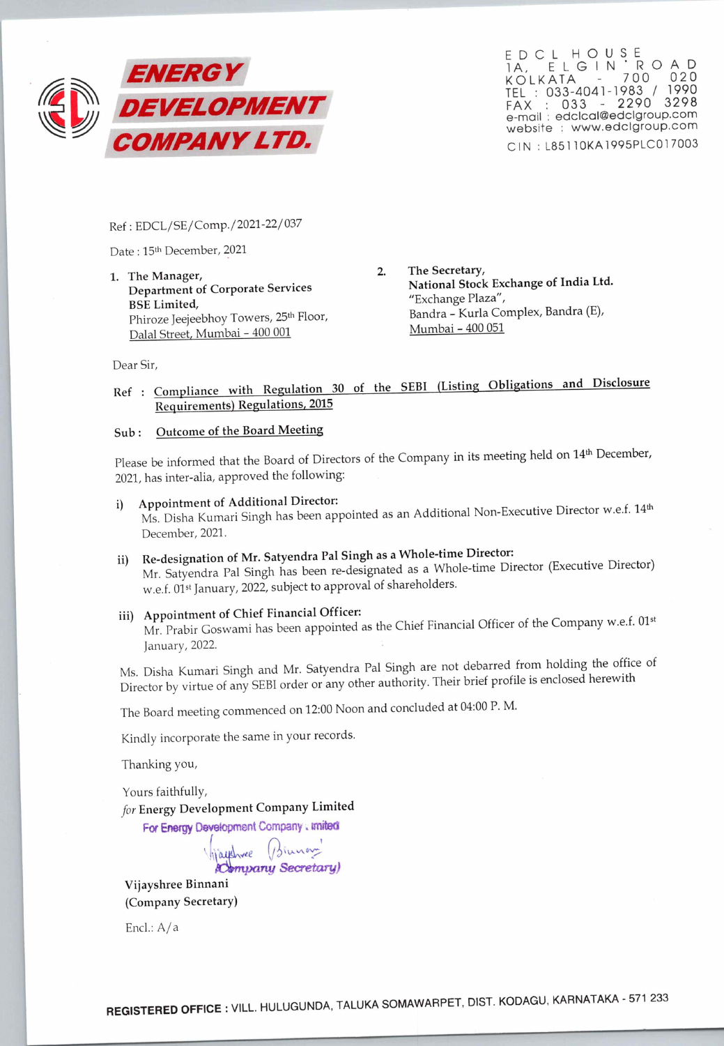# ENERGY DEVELOPMENT COMPANY LTD.

EDCL HOUSE
1A, ELGIN ROAD
KOLKATA - 700 020
TEL : 033-4041-1983 / 1990
FAX : 033 - 2290 3298
e-mail : edclcal@edclgroup.com
website : www.edclgroup.com
CIN : L85110KA1995PLC017003

Ref : EDCL/SE/Comp./2021-22/037

Date : 15th December, 2021

1. The Manager,
   **Department of Corporate Services**
   **BSE Limited,**
   Phiroze Jeejeebhoy Towers, 25th Floor,
   Dalal Street, Mumbai – 400 001

2. **The Secretary,**
   **National Stock Exchange of India Ltd.**
   "Exchange Plaza",
   Bandra – Kurla Complex, Bandra (E),
   Mumbai – 400 051

Dear Sir,

Ref : Compliance with Regulation 30 of the SEBI (Listing Obligations and Disclosure Requirements) Regulations, 2015

Sub : Outcome of the Board Meeting

Please be informed that the Board of Directors of the Company in its meeting held on 14th December, 2021, has inter-alia, approved the following:

i) **Appointment of Additional Director:**
   Ms. Disha Kumari Singh has been appointed as an Additional Non-Executive Director w.e.f. 14th December, 2021.

ii) **Re-designation of Mr. Satyendra Pal Singh as a Whole-time Director:**
   Mr. Satyendra Pal Singh has been re-designated as a Whole-time Director (Executive Director) w.e.f. 01st January, 2022, subject to approval of shareholders.

iii) **Appointment of Chief Financial Officer:**
   Mr. Prabir Goswami has been appointed as the Chief Financial Officer of the Company w.e.f. 01st January, 2022.

Ms. Disha Kumari Singh and Mr. Satyendra Pal Singh are not debarred from holding the office of Director by virtue of any SEBI order or any other authority. Their brief profile is enclosed herewith

The Board meeting commenced on 12:00 Noon and concluded at 04:00 P. M.

Kindly incorporate the same in your records.

Thanking you,

Yours faithfully,
*for* **Energy Development Company Limited**

For Energy Development Company Limited
(Company Secretary)

**Vijayshree Binnani**
**(Company Secretary)**

Encl.: A/a

**REGISTERED OFFICE :** VILL. HULUGUNDA, TALUKA SOMAWARPET, DIST. KODAGU, KARNATAKA - 571 233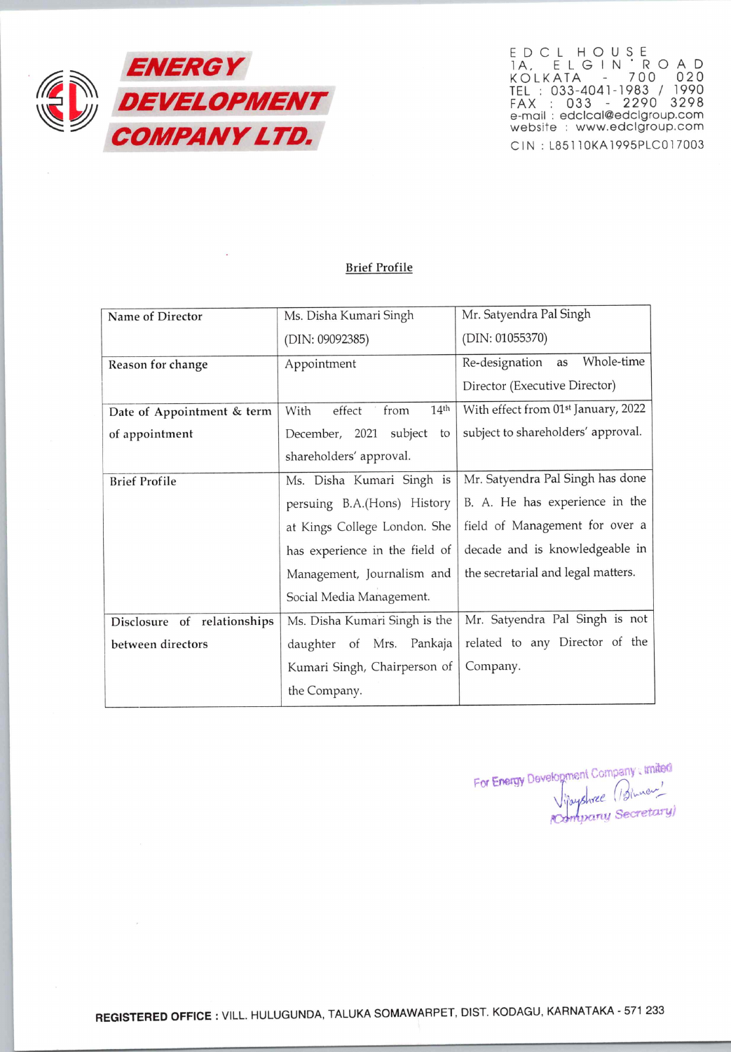# ENERGY DEVELOPMENT COMPANY LTD.

EDCL HOUSE
1A, ELGIN ROAD
KOLKATA - 700 020
TEL : 033-4041-1983 / 1990
FAX : 033 - 2290 3298
e-mail : edclcal@edclgroup.com
website : www.edclgroup.com
CIN : L85110KA1995PLC017003

**Brief Profile**

| | | |
|---|---|---|
| Name of Director | Ms. Disha Kumari Singh (DIN: 09092385) | Mr. Satyendra Pal Singh (DIN: 01055370) |
| Reason for change | Appointment | Re-designation as Whole-time Director (Executive Director) |
| Date of Appointment & term of appointment | With effect from 14th December, 2021 subject to shareholders' approval. | With effect from 01st January, 2022 subject to shareholders' approval. |
| Brief Profile | Ms. Disha Kumari Singh is persuing B.A.(Hons) History at Kings College London. She has experience in the field of Management, Journalism and Social Media Management. | Mr. Satyendra Pal Singh has done B. A. He has experience in the field of Management for over a decade and is knowledgeable in the secretarial and legal matters. |
| Disclosure of relationships between directors | Ms. Disha Kumari Singh is the daughter of Mrs. Pankaja Kumari Singh, Chairperson of the Company. | Mr. Satyendra Pal Singh is not related to any Director of the Company. |

For Energy Development Company Limited
Vijayshree Binnani
(Company Secretary)

**REGISTERED OFFICE :** VILL. HULUGUNDA, TALUKA SOMAWARPET, DIST. KODAGU, KARNATAKA - 571 233